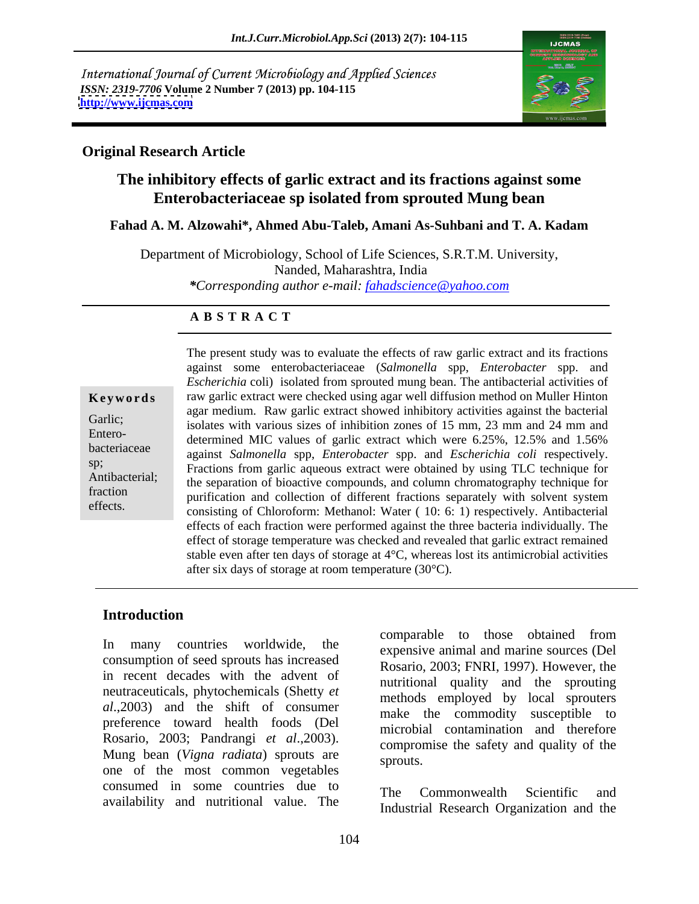International Journal of Current Microbiology and Applied Sciences
*ISSN: 2319-7706* **Volume 2 Number 7 (2013) pp. 104-115**
**http://www.ijcmas.com**

**Original Research Article**

# The inhibitory effects of garlic extract and its fractions against some Enterobacteriaceae sp isolated from sprouted Mung bean

**Fahad A. M. Alzowahi\*, Ahmed Abu-Taleb, Amani As-Suhbani and T. A. Kadam**

Department of Microbiology, School of Life Sciences, S.R.T.M. University, Nanded, Maharashtra, India
*\*Corresponding author e-mail: fahadscience@yahoo.com*

## A B S T R A C T

**Keywords**

Garlic; Entero-bacteriaceae sp; Antibacterial; fraction effects.

The present study was to evaluate the effects of raw garlic extract and its fractions against some enterobacteriaceae (*Salmonella* spp, *Enterobacter* spp. and *Escherichia* coli) isolated from sprouted mung bean. The antibacterial activities of raw garlic extract were checked using agar well diffusion method on Muller Hinton agar medium. Raw garlic extract showed inhibitory activities against the bacterial isolates with various sizes of inhibition zones of 15 mm, 23 mm and 24 mm and determined MIC values of garlic extract which were 6.25%, 12.5% and 1.56% against *Salmonella* spp, *Enterobacter* spp. and *Escherichia coli* respectively. Fractions from garlic aqueous extract were obtained by using TLC technique for the separation of bioactive compounds, and column chromatography technique for purification and collection of different fractions separately with solvent system consisting of Chloroform: Methanol: Water ( 10: 6: 1) respectively. Antibacterial effects of each fraction were performed against the three bacteria individually. The effect of storage temperature was checked and revealed that garlic extract remained stable even after ten days of storage at 4°C, whereas lost its antimicrobial activities after six days of storage at room temperature (30°C).

## Introduction

In many countries worldwide, the consumption of seed sprouts has increased in recent decades with the advent of neutraceuticals, phytochemicals (Shetty *et al*.,2003) and the shift of consumer preference toward health foods (Del Rosario, 2003; Pandrangi *et al*.,2003). Mung bean (*Vigna radiata*) sprouts are one of the most common vegetables consumed in some countries due to availability and nutritional value. The comparable to those obtained from expensive animal and marine sources (Del Rosario, 2003; FNRI, 1997). However, the nutritional quality and the sprouting methods employed by local sprouters make the commodity susceptible to microbial contamination and therefore compromise the safety and quality of the sprouts.

The Commonwealth Scientific and Industrial Research Organization and the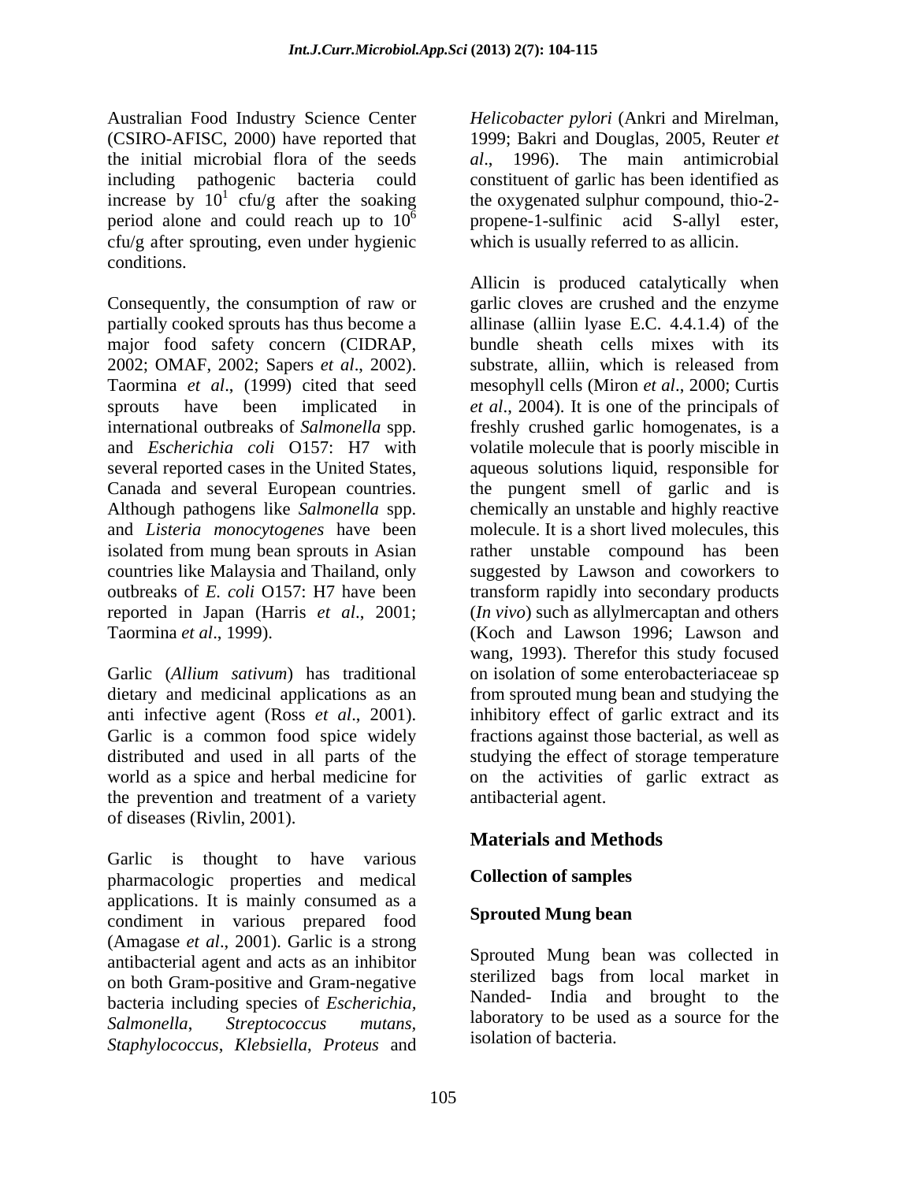Australian Food Industry Science Center (CSIRO-AFISC, 2000) have reported that the initial microbial flora of the seeds including pathogenic bacteria could increase by $10^1$ cfu/g after the soaking period alone and could reach up to $10^6$ cfu/g after sprouting, even under hygienic conditions.

Consequently, the consumption of raw or partially cooked sprouts has thus become a major food safety concern (CIDRAP, 2002; OMAF, 2002; Sapers *et al*., 2002). Taormina *et al*., (1999) cited that seed sprouts have been implicated in international outbreaks of *Salmonella* spp. and *Escherichia coli* O157: H7 with several reported cases in the United States, Canada and several European countries. Although pathogens like *Salmonella* spp. and *Listeria monocytogenes* have been isolated from mung bean sprouts in Asian countries like Malaysia and Thailand, only outbreaks of *E. coli* O157: H7 have been reported in Japan (Harris *et al*., 2001; Taormina *et al*., 1999).

Garlic (*Allium sativum*) has traditional dietary and medicinal applications as an anti infective agent (Ross *et al*., 2001). Garlic is a common food spice widely distributed and used in all parts of the world as a spice and herbal medicine for the prevention and treatment of a variety of diseases (Rivlin, 2001).

Garlic is thought to have various pharmacologic properties and medical applications. It is mainly consumed as a condiment in various prepared food (Amagase *et al*., 2001). Garlic is a strong antibacterial agent and acts as an inhibitor on both Gram-positive and Gram-negative bacteria including species of *Escherichia, Salmonella*, *Streptococcus mutans, Staphylococcus, Klebsiella, Proteus* and *Helicobacter pylori* (Ankri and Mirelman, 1999; Bakri and Douglas, 2005, Reuter *et al*., 1996). The main antimicrobial constituent of garlic has been identified as the oxygenated sulphur compound, thio-2-propene-1-sulfinic acid S-allyl ester, which is usually referred to as allicin.

Allicin is produced catalytically when garlic cloves are crushed and the enzyme allinase (alliin lyase E.C. 4.4.1.4) of the bundle sheath cells mixes with its substrate, alliin, which is released from mesophyll cells (Miron *et al*., 2000; Curtis *et al*., 2004). It is one of the principals of freshly crushed garlic homogenates, is a volatile molecule that is poorly miscible in aqueous solutions liquid, responsible for the pungent smell of garlic and is chemically an unstable and highly reactive molecule. It is a short lived molecules, this rather unstable compound has been suggested by Lawson and coworkers to transform rapidly into secondary products (*In vivo*) such as allylmercaptan and others (Koch and Lawson 1996; Lawson and wang, 1993). Therefor this study focused on isolation of some enterobacteriaceae sp from sprouted mung bean and studying the inhibitory effect of garlic extract and its fractions against those bacterial, as well as studying the effect of storage temperature on the activities of garlic extract as antibacterial agent.

## Materials and Methods

### Collection of samples

### Sprouted Mung bean

Sprouted Mung bean was collected in sterilized bags from local market in Nanded- India and brought to the laboratory to be used as a source for the isolation of bacteria.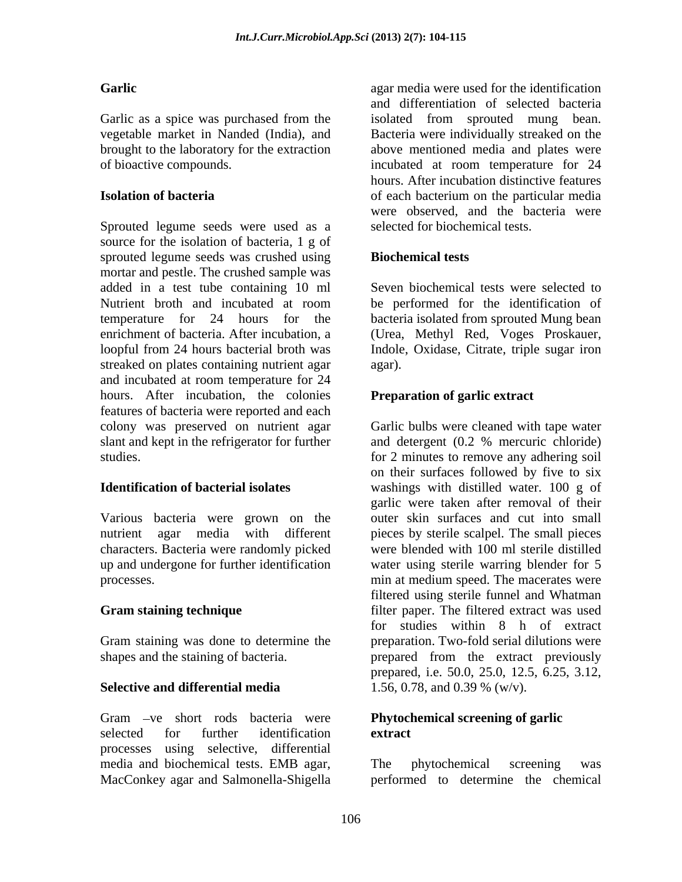### Garlic

Garlic as a spice was purchased from the vegetable market in Nanded (India), and brought to the laboratory for the extraction of bioactive compounds.

### Isolation of bacteria

Sprouted legume seeds were used as a source for the isolation of bacteria, 1 g of sprouted legume seeds was crushed using mortar and pestle. The crushed sample was added in a test tube containing 10 ml Nutrient broth and incubated at room temperature for 24 hours for the enrichment of bacteria. After incubation, a loopful from 24 hours bacterial broth was streaked on plates containing nutrient agar and incubated at room temperature for 24 hours. After incubation, the colonies features of bacteria were reported and each colony was preserved on nutrient agar slant and kept in the refrigerator for further studies.

### Identification of bacterial isolates

Various bacteria were grown on the nutrient agar media with different characters. Bacteria were randomly picked up and undergone for further identification processes.

### Gram staining technique

Gram staining was done to determine the shapes and the staining of bacteria.

### Selective and differential media

Gram –ve short rods bacteria were selected for further identification processes using selective, differential media and biochemical tests. EMB agar, MacConkey agar and Salmonella-Shigella agar media were used for the identification and differentiation of selected bacteria isolated from sprouted mung bean. Bacteria were individually streaked on the above mentioned media and plates were incubated at room temperature for 24 hours. After incubation distinctive features of each bacterium on the particular media were observed, and the bacteria were selected for biochemical tests.

### Biochemical tests

Seven biochemical tests were selected to be performed for the identification of bacteria isolated from sprouted Mung bean (Urea, Methyl Red, Voges Proskauer, Indole, Oxidase, Citrate, triple sugar iron agar).

### Preparation of garlic extract

Garlic bulbs were cleaned with tape water and detergent (0.2 % mercuric chloride) for 2 minutes to remove any adhering soil on their surfaces followed by five to six washings with distilled water. 100 g of garlic were taken after removal of their outer skin surfaces and cut into small pieces by sterile scalpel. The small pieces were blended with 100 ml sterile distilled water using sterile warring blender for 5 min at medium speed. The macerates were filtered using sterile funnel and Whatman filter paper. The filtered extract was used for studies within 8 h of extract preparation. Two-fold serial dilutions were prepared from the extract previously prepared, i.e. 50.0, 25.0, 12.5, 6.25, 3.12, 1.56, 0.78, and 0.39 % (w/v).

### Phytochemical screening of garlic extract

The phytochemical screening was performed to determine the chemical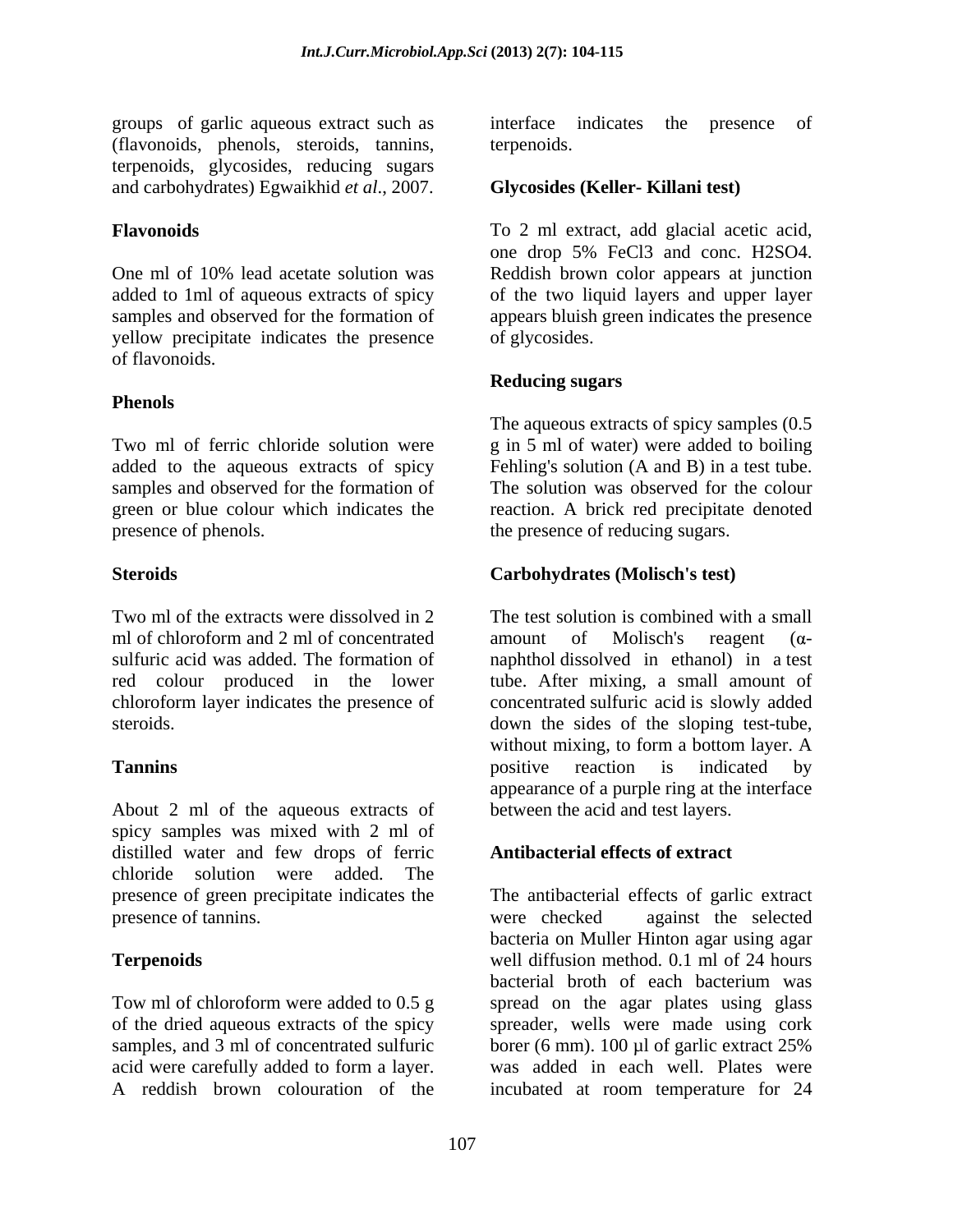groups of garlic aqueous extract such as (flavonoids, phenols, steroids, tannins, terpenoids, glycosides, reducing sugars and carbohydrates) Egwaikhid *et al*., 2007.

**Flavonoids**

One ml of 10% lead acetate solution was added to 1ml of aqueous extracts of spicy samples and observed for the formation of yellow precipitate indicates the presence of flavonoids.

**Phenols**

Two ml of ferric chloride solution were added to the aqueous extracts of spicy samples and observed for the formation of green or blue colour which indicates the presence of phenols.

**Steroids**

Two ml of the extracts were dissolved in 2 ml of chloroform and 2 ml of concentrated sulfuric acid was added. The formation of red colour produced in the lower chloroform layer indicates the presence of steroids.

**Tannins**

About 2 ml of the aqueous extracts of spicy samples was mixed with 2 ml of distilled water and few drops of ferric chloride solution were added. The presence of green precipitate indicates the presence of tannins.

**Terpenoids**

Tow ml of chloroform were added to 0.5 g of the dried aqueous extracts of the spicy samples, and 3 ml of concentrated sulfuric acid were carefully added to form a layer. A reddish brown colouration of the interface indicates the presence of terpenoids.

**Glycosides (Keller- Killani test)**

To 2 ml extract, add glacial acetic acid, one drop 5% $FeCl_3$ and conc. $H_2SO_4$. Reddish brown color appears at junction of the two liquid layers and upper layer appears bluish green indicates the presence of glycosides.

**Reducing sugars**

The aqueous extracts of spicy samples (0.5 g in 5 ml of water) were added to boiling Fehling's solution (A and B) in a test tube. The solution was observed for the colour reaction. A brick red precipitate denoted the presence of reducing sugars.

**Carbohydrates (Molisch's test)**

The test solution is combined with a small amount of Molisch's reagent (α-naphthol dissolved in ethanol) in a test tube. After mixing, a small amount of concentrated sulfuric acid is slowly added down the sides of the sloping test-tube, without mixing, to form a bottom layer. A positive reaction is indicated by appearance of a purple ring at the interface between the acid and test layers.

**Antibacterial effects of extract**

The antibacterial effects of garlic extract were checked against the selected bacteria on Muller Hinton agar using agar well diffusion method. 0.1 ml of 24 hours bacterial broth of each bacterium was spread on the agar plates using glass spreader, wells were made using cork borer (6 mm). 100 µl of garlic extract 25% was added in each well. Plates were incubated at room temperature for 24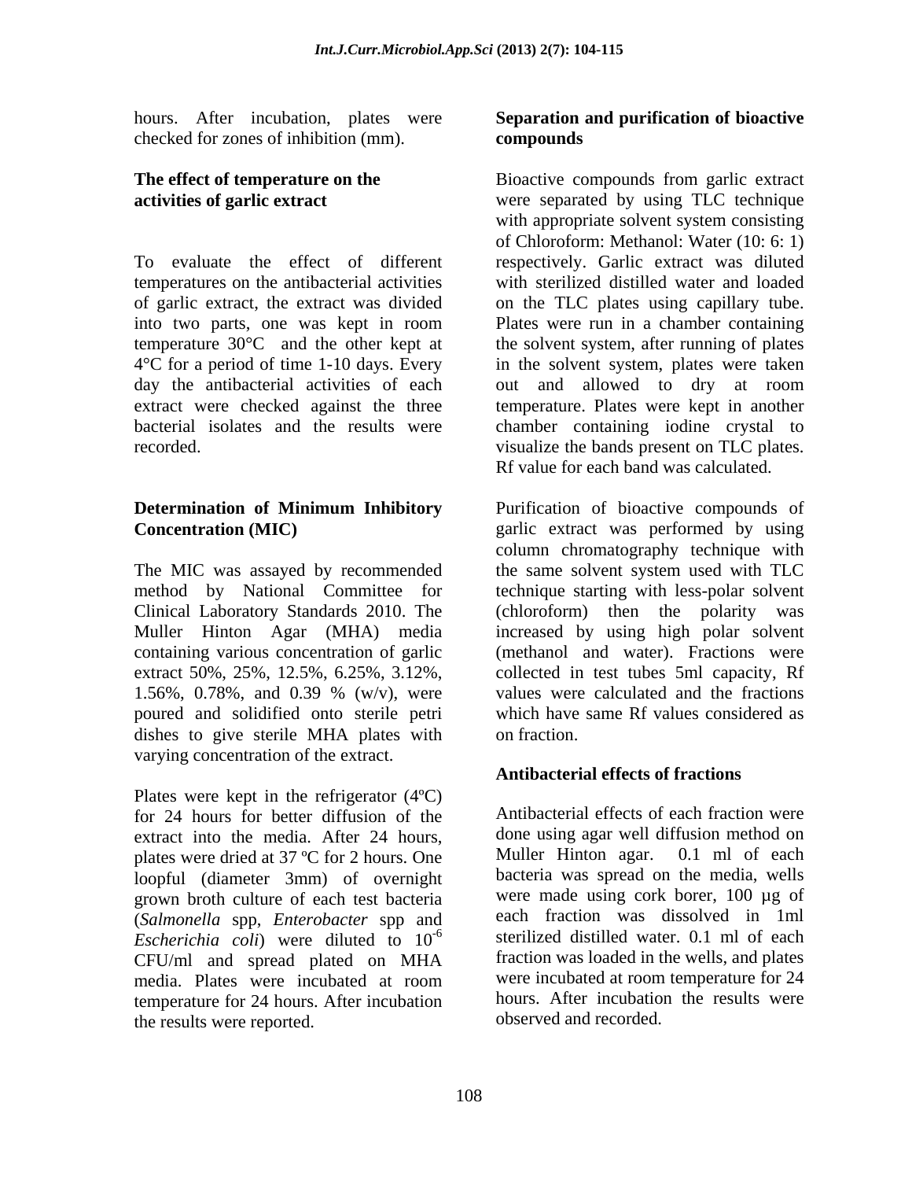hours. After incubation, plates were checked for zones of inhibition (mm).

### The effect of temperature on the activities of garlic extract

To evaluate the effect of different temperatures on the antibacterial activities of garlic extract, the extract was divided into two parts, one was kept in room temperature 30°C and the other kept at 4°C for a period of time 1-10 days. Every day the antibacterial activities of each extract were checked against the three bacterial isolates and the results were recorded.

### Determination of Minimum Inhibitory Concentration (MIC)

The MIC was assayed by recommended method by National Committee for Clinical Laboratory Standards 2010. The Muller Hinton Agar (MHA) media containing various concentration of garlic extract 50%, 25%, 12.5%, 6.25%, 3.12%, 1.56%, 0.78%, and 0.39 % (w/v), were poured and solidified onto sterile petri dishes to give sterile MHA plates with varying concentration of the extract.

Plates were kept in the refrigerator (4ºC) for 24 hours for better diffusion of the extract into the media. After 24 hours, plates were dried at 37 ºC for 2 hours. One loopful (diameter 3mm) of overnight grown broth culture of each test bacteria (*Salmonella* spp, *Enterobacter* spp and *Escherichia coli*) were diluted to $10^{-6}$ CFU/ml and spread plated on MHA media. Plates were incubated at room temperature for 24 hours. After incubation the results were reported.

### Separation and purification of bioactive compounds

Bioactive compounds from garlic extract were separated by using TLC technique with appropriate solvent system consisting of Chloroform: Methanol: Water (10: 6: 1) respectively. Garlic extract was diluted with sterilized distilled water and loaded on the TLC plates using capillary tube. Plates were run in a chamber containing the solvent system, after running of plates in the solvent system, plates were taken out and allowed to dry at room temperature. Plates were kept in another chamber containing iodine crystal to visualize the bands present on TLC plates. Rf value for each band was calculated.

Purification of bioactive compounds of garlic extract was performed by using column chromatography technique with the same solvent system used with TLC technique starting with less-polar solvent (chloroform) then the polarity was increased by using high polar solvent (methanol and water). Fractions were collected in test tubes 5ml capacity, Rf values were calculated and the fractions which have same Rf values considered as on fraction.

### Antibacterial effects of fractions

Antibacterial effects of each fraction were done using agar well diffusion method on Muller Hinton agar. 0.1 ml of each bacteria was spread on the media, wells were made using cork borer, 100 µg of each fraction was dissolved in 1ml sterilized distilled water. 0.1 ml of each fraction was loaded in the wells, and plates were incubated at room temperature for 24 hours. After incubation the results were observed and recorded.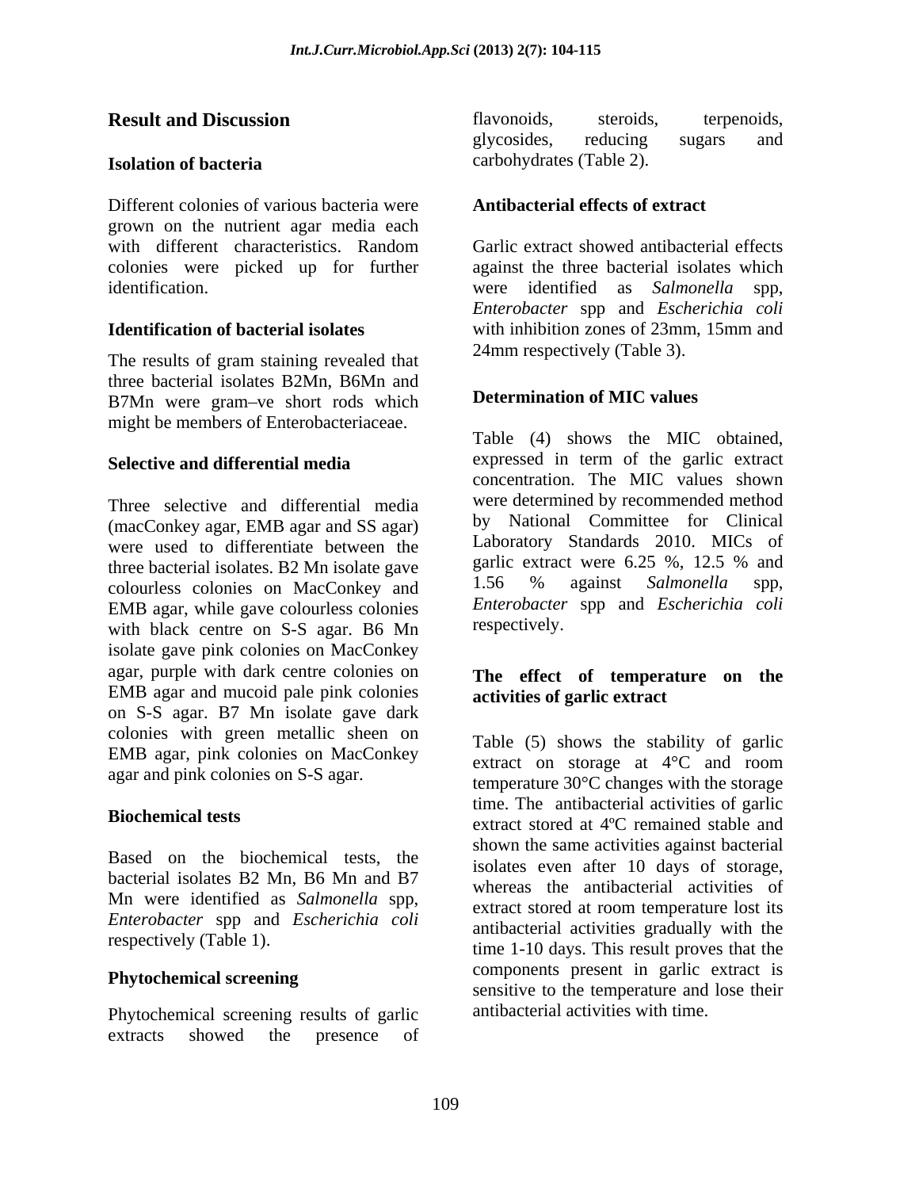## Result and Discussion

### Isolation of bacteria

Different colonies of various bacteria were grown on the nutrient agar media each with different characteristics. Random colonies were picked up for further identification.

### Identification of bacterial isolates

The results of gram staining revealed that three bacterial isolates B2Mn, B6Mn and B7Mn were gram–ve short rods which might be members of Enterobacteriaceae.

### Selective and differential media

Three selective and differential media (macConkey agar, EMB agar and SS agar) were used to differentiate between the three bacterial isolates. B2 Mn isolate gave colourless colonies on MacConkey and EMB agar, while gave colourless colonies with black centre on S-S agar. B6 Mn isolate gave pink colonies on MacConkey agar, purple with dark centre colonies on EMB agar and mucoid pale pink colonies on S-S agar. B7 Mn isolate gave dark colonies with green metallic sheen on EMB agar, pink colonies on MacConkey agar and pink colonies on S-S agar.

### Biochemical tests

Based on the biochemical tests, the bacterial isolates B2 Mn, B6 Mn and B7 Mn were identified as *Salmonella* spp, *Enterobacter* spp and *Escherichia coli* respectively (Table 1).

### Phytochemical screening

Phytochemical screening results of garlic extracts showed the presence of flavonoids, steroids, terpenoids, glycosides, reducing sugars and carbohydrates (Table 2).

### Antibacterial effects of extract

Garlic extract showed antibacterial effects against the three bacterial isolates which were identified as *Salmonella* spp, *Enterobacter* spp and *Escherichia coli* with inhibition zones of 23mm, 15mm and 24mm respectively (Table 3).

### Determination of MIC values

Table (4) shows the MIC obtained, expressed in term of the garlic extract concentration. The MIC values shown were determined by recommended method by National Committee for Clinical Laboratory Standards 2010. MICs of garlic extract were 6.25 %, 12.5 % and 1.56 % against *Salmonella* spp, *Enterobacter* spp and *Escherichia coli* respectively.

### The effect of temperature on the activities of garlic extract

Table (5) shows the stability of garlic extract on storage at 4°C and room temperature 30°C changes with the storage time. The antibacterial activities of garlic extract stored at 4ºC remained stable and shown the same activities against bacterial isolates even after 10 days of storage, whereas the antibacterial activities of extract stored at room temperature lost its antibacterial activities gradually with the time 1-10 days. This result proves that the components present in garlic extract is sensitive to the temperature and lose their antibacterial activities with time.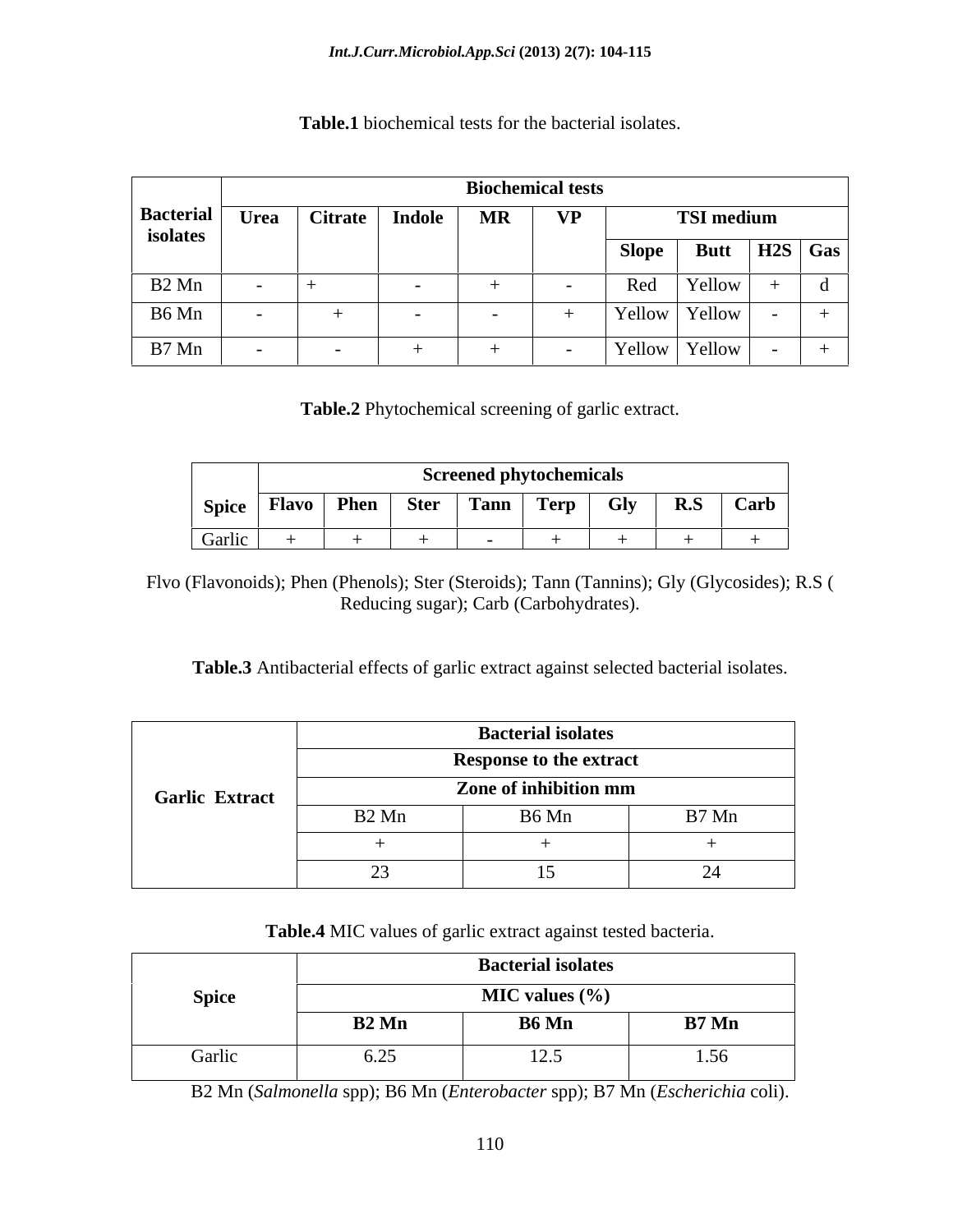**Table.1** biochemical tests for the bacterial isolates.

| Bacterial isolates | Biochemical tests | | | | | | | | |
|---|---|---|---|---|---|---|---|---|---|
| | Urea | Citrate | Indole | MR | VP | TSI medium | | | |
| | | | | | | Slope | Butt | H2S | Gas |
| B2 Mn | - | + | - | + | - | Red | Yellow | + | d |
| B6 Mn | - | + | - | - | + | Yellow | Yellow | - | + |
| B7 Mn | - | - | + | + | - | Yellow | Yellow | - | + |

**Table.2** Phytochemical screening of garlic extract.

| Spice | Screened phytochemicals | | | | | | | |
|---|---|---|---|---|---|---|---|---|
| | Flavo | Phen | Ster | Tann | Terp | Gly | R.S | Carb |
| Garlic | + | + | + | - | + | + | + | + |

Flvo (Flavonoids); Phen (Phenols); Ster (Steroids); Tann (Tannins); Gly (Glycosides); R.S ( Reducing sugar); Carb (Carbohydrates).

**Table.3** Antibacterial effects of garlic extract against selected bacterial isolates.

| Garlic Extract | Bacterial isolates | | |
|---|---|---|---|
| | Response to the extract | | |
| | Zone of inhibition mm | | |
| | B2 Mn | B6 Mn | B7 Mn |
| | + | + | + |
| | 23 | 15 | 24 |

**Table.4** MIC values of garlic extract against tested bacteria.

| Spice | Bacterial isolates | | |
|---|---|---|---|
| | MIC values (%) | | |
| | **B2 Mn** | **B6 Mn** | **B7 Mn** |
| Garlic | 6.25 | 12.5 | 1.56 |

B2 Mn (*Salmonella* spp); B6 Mn (*Enterobacter* spp); B7 Mn (*Escherichia* coli).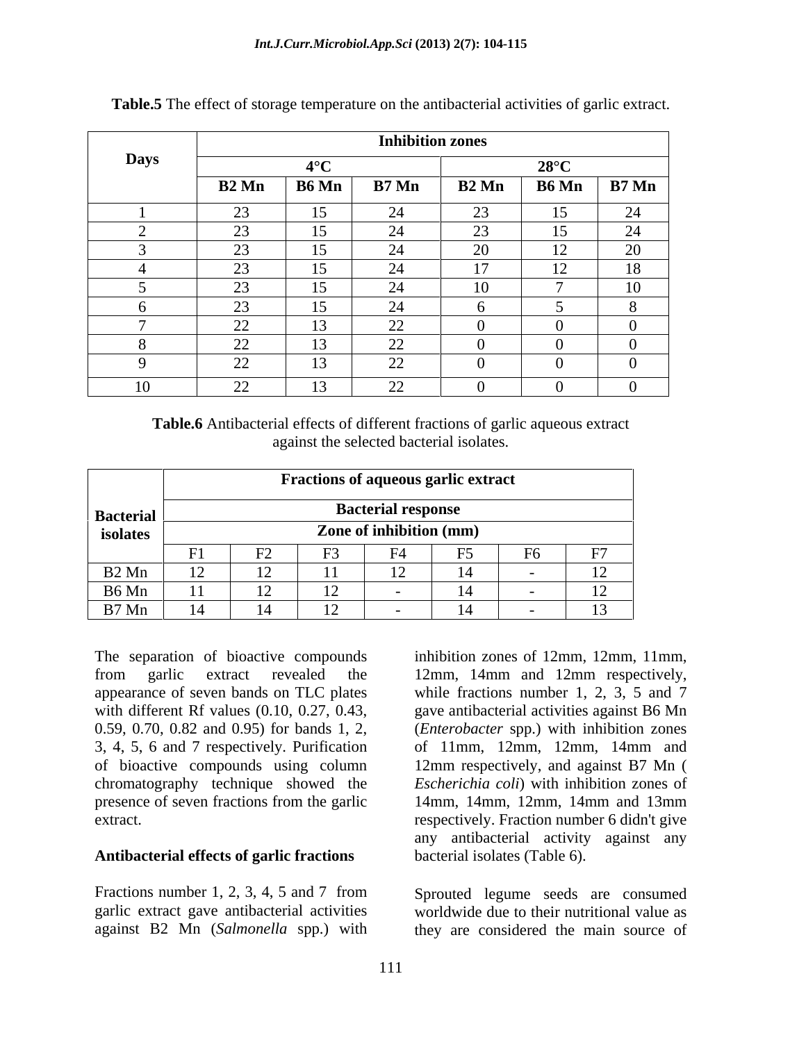**Table.5** The effect of storage temperature on the antibacterial activities of garlic extract.

| Days | Inhibition zones | | | | | |
|---|---|---|---|---|---|---|
| | 4°C | | | 28°C | | |
| | B2 Mn | B6 Mn | B7 Mn | B2 Mn | B6 Mn | B7 Mn |
| 1 | 23 | 15 | 24 | 23 | 15 | 24 |
| 2 | 23 | 15 | 24 | 23 | 15 | 24 |
| 3 | 23 | 15 | 24 | 20 | 12 | 20 |
| 4 | 23 | 15 | 24 | 17 | 12 | 18 |
| 5 | 23 | 15 | 24 | 10 | 7 | 10 |
| 6 | 23 | 15 | 24 | 6 | 5 | 8 |
| 7 | 22 | 13 | 22 | 0 | 0 | 0 |
| 8 | 22 | 13 | 22 | 0 | 0 | 0 |
| 9 | 22 | 13 | 22 | 0 | 0 | 0 |
| 10 | 22 | 13 | 22 | 0 | 0 | 0 |

**Table.6** Antibacterial effects of different fractions of garlic aqueous extract against the selected bacterial isolates.

| Bacterial isolates | Fractions of aqueous garlic extract | | | | | | |
|---|---|---|---|---|---|---|---|
| | Bacterial response | | | | | | |
| | Zone of inhibition (mm) | | | | | | |
| | F1 | F2 | F3 | F4 | F5 | F6 | F7 |
| B2 Mn | 12 | 12 | 11 | 12 | 14 | - | 12 |
| B6 Mn | 11 | 12 | 12 | - | 14 | - | 12 |
| B7 Mn | 14 | 14 | 12 | - | 14 | - | 13 |

The separation of bioactive compounds from garlic extract revealed the appearance of seven bands on TLC plates with different Rf values (0.10, 0.27, 0.43, 0.59, 0.70, 0.82 and 0.95) for bands 1, 2, 3, 4, 5, 6 and 7 respectively. Purification of bioactive compounds using column chromatography technique showed the presence of seven fractions from the garlic extract.

## Antibacterial effects of garlic fractions

Fractions number 1, 2, 3, 4, 5 and 7 from garlic extract gave antibacterial activities against B2 Mn (*Salmonella* spp.) with inhibition zones of 12mm, 12mm, 11mm, 12mm, 14mm and 12mm respectively, while fractions number 1, 2, 3, 5 and 7 gave antibacterial activities against B6 Mn (*Enterobacter* spp.) with inhibition zones of 11mm, 12mm, 12mm, 14mm and 12mm respectively, and against B7 Mn ( *Escherichia coli*) with inhibition zones of 14mm, 14mm, 12mm, 14mm and 13mm respectively. Fraction number 6 didn't give any antibacterial activity against any bacterial isolates (Table 6).

Sprouted legume seeds are consumed worldwide due to their nutritional value as they are considered the main source of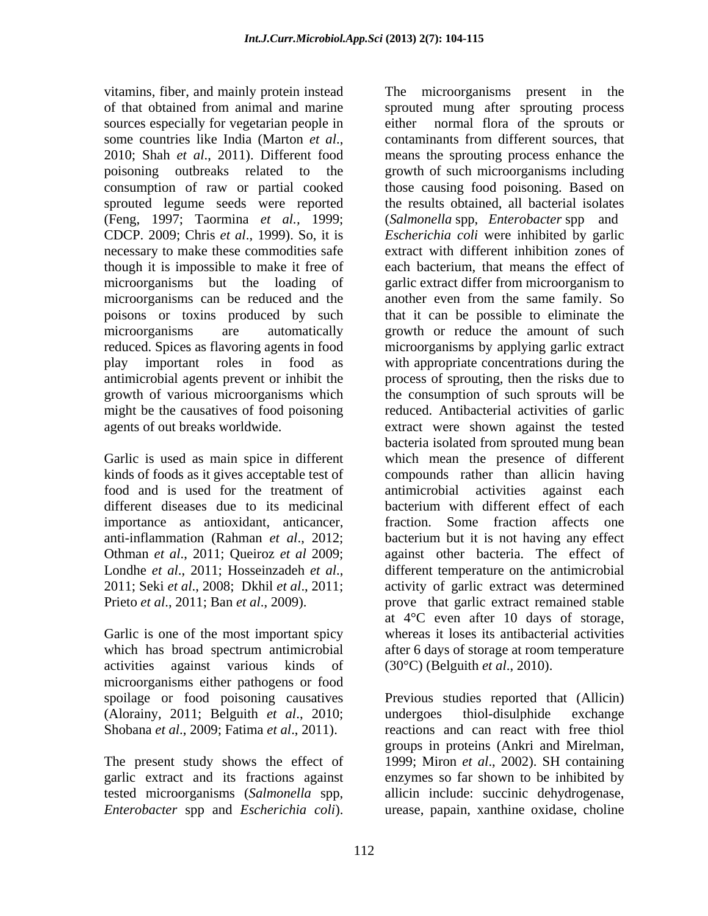vitamins, fiber, and mainly protein instead of that obtained from animal and marine sources especially for vegetarian people in some countries like India (Marton *et al*., 2010; Shah *et al*., 2011). Different food poisoning outbreaks related to the consumption of raw or partial cooked sprouted legume seeds were reported (Feng, 1997; Taormina *et al.,* 1999; CDCP. 2009; Chris *et al*., 1999). So, it is necessary to make these commodities safe though it is impossible to make it free of microorganisms but the loading of microorganisms can be reduced and the poisons or toxins produced by such microorganisms are automatically reduced. Spices as flavoring agents in food play important roles in food as antimicrobial agents prevent or inhibit the growth of various microorganisms which might be the causatives of food poisoning agents of out breaks worldwide.

Garlic is used as main spice in different kinds of foods as it gives acceptable test of food and is used for the treatment of different diseases due to its medicinal importance as antioxidant, anticancer, anti-inflammation (Rahman *et al*., 2012; Othman *et al*., 2011; Queiroz *et al* 2009; Londhe *et al*., 2011; Hosseinzadeh *et al*., 2011; Seki *et al*., 2008; Dkhil *et al*., 2011; Prieto *et al*., 2011; Ban *et al*., 2009).

Garlic is one of the most important spicy which has broad spectrum antimicrobial activities against various kinds of microorganisms either pathogens or food spoilage or food poisoning causatives (Alorainy, 2011; Belguith *et al*., 2010; Shobana *et al*., 2009; Fatima *et al*., 2011).

The present study shows the effect of garlic extract and its fractions against tested microorganisms (*Salmonella* spp, *Enterobacter* spp and *Escherichia coli*). The microorganisms present in the sprouted mung after sprouting process either normal flora of the sprouts or contaminants from different sources, that means the sprouting process enhance the growth of such microorganisms including those causing food poisoning. Based on the results obtained, all bacterial isolates (*Salmonella* spp, *Enterobacter* spp and *Escherichia coli* were inhibited by garlic extract with different inhibition zones of each bacterium, that means the effect of garlic extract differ from microorganism to another even from the same family. So that it can be possible to eliminate the growth or reduce the amount of such microorganisms by applying garlic extract with appropriate concentrations during the process of sprouting, then the risks due to the consumption of such sprouts will be reduced. Antibacterial activities of garlic extract were shown against the tested bacteria isolated from sprouted mung bean which mean the presence of different compounds rather than allicin having antimicrobial activities against each bacterium with different effect of each fraction. Some fraction affects one bacterium but it is not having any effect against other bacteria. The effect of different temperature on the antimicrobial activity of garlic extract was determined prove that garlic extract remained stable at 4°C even after 10 days of storage, whereas it loses its antibacterial activities after 6 days of storage at room temperature (30°C) (Belguith *et al*., 2010).

Previous studies reported that (Allicin) undergoes thiol-disulphide exchange reactions and can react with free thiol groups in proteins (Ankri and Mirelman, 1999; Miron *et al*., 2002). SH containing enzymes so far shown to be inhibited by allicin include: succinic dehydrogenase, urease, papain, xanthine oxidase, choline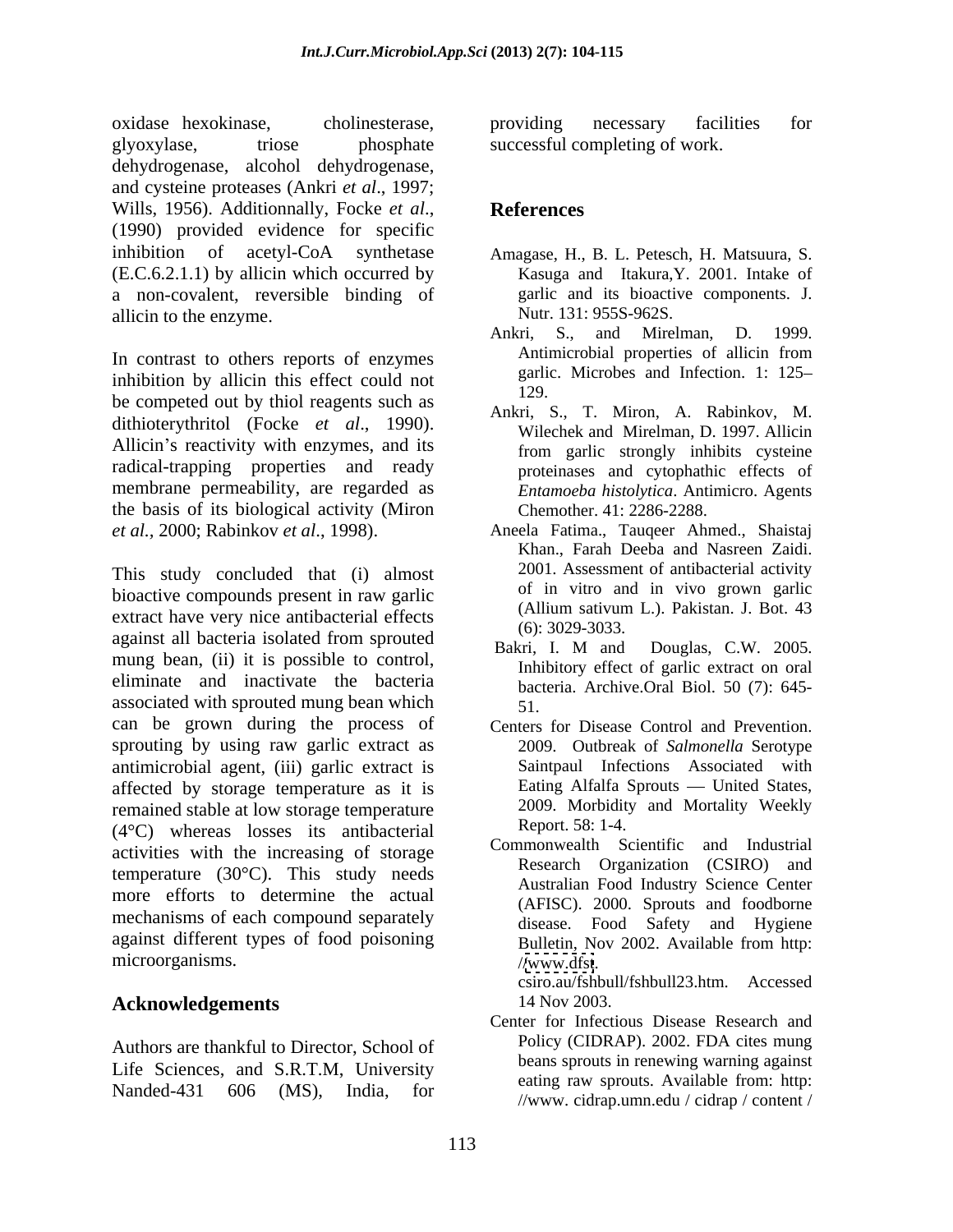oxidase hexokinase, cholinesterase, glyoxylase, triose phosphate dehydrogenase, alcohol dehydrogenase, and cysteine proteases (Ankri *et al*., 1997; Wills, 1956). Additionnally, Focke *et al*., (1990) provided evidence for specific inhibition of acetyl-CoA synthetase (E.C.6.2.1.1) by allicin which occurred by a non-covalent, reversible binding of allicin to the enzyme.

In contrast to others reports of enzymes inhibition by allicin this effect could not be competed out by thiol reagents such as dithioterythritol (Focke *et al*., 1990). Allicin's reactivity with enzymes, and its radical-trapping properties and ready membrane permeability, are regarded as the basis of its biological activity (Miron *et al.,* 2000; Rabinkov *et al*., 1998).

This study concluded that (i) almost bioactive compounds present in raw garlic extract have very nice antibacterial effects against all bacteria isolated from sprouted mung bean, (ii) it is possible to control, eliminate and inactivate the bacteria associated with sprouted mung bean which can be grown during the process of sprouting by using raw garlic extract as antimicrobial agent, (iii) garlic extract is affected by storage temperature as it is remained stable at low storage temperature (4°C) whereas losses its antibacterial activities with the increasing of storage temperature (30°C). This study needs more efforts to determine the actual mechanisms of each compound separately against different types of food poisoning microorganisms.

## Acknowledgements

Authors are thankful to Director, School of Life Sciences, and S.R.T.M, University Nanded-431 606 (MS), India, for providing necessary facilities for successful completing of work.

## References

Amagase, H., B. L. Petesch, H. Matsuura, S. Kasuga and Itakura,Y. 2001. Intake of garlic and its bioactive components. J. Nutr. 131: 955S-962S.

Ankri, S., and Mirelman, D. 1999. Antimicrobial properties of allicin from garlic. Microbes and Infection. 1: 125–129.

Ankri, S., T. Miron, A. Rabinkov, M. Wilechek and Mirelman, D. 1997. Allicin from garlic strongly inhibits cysteine proteinases and cytophathic effects of *Entamoeba histolytica*. Antimicro. Agents Chemother. 41: 2286-2288.

Aneela Fatima., Tauqeer Ahmed., Shaistaj Khan., Farah Deeba and Nasreen Zaidi. 2001. Assessment of antibacterial activity of in vitro and in vivo grown garlic (Allium sativum L.). Pakistan. J. Bot. 43 (6): 3029-3033.

Bakri, I. M and Douglas, C.W. 2005. Inhibitory effect of garlic extract on oral bacteria. Archive.Oral Biol. 50 (7): 645-51.

Centers for Disease Control and Prevention. 2009. Outbreak of *Salmonella* Serotype Saintpaul Infections Associated with Eating Alfalfa Sprouts — United States, 2009. Morbidity and Mortality Weekly Report. 58: 1-4.

Commonwealth Scientific and Industrial Research Organization (CSIRO) and Australian Food Industry Science Center (AFISC). 2000. Sprouts and foodborne disease. Food Safety and Hygiene Bulletin, Nov 2002. Available from http://www.dfst.csiro.au/fshbull/fshbull23.htm. Accessed 14 Nov 2003.

Center for Infectious Disease Research and Policy (CIDRAP). 2002. FDA cites mung beans sprouts in renewing warning against eating raw sprouts. Available from: http://www. cidrap.umn.edu / cidrap / content /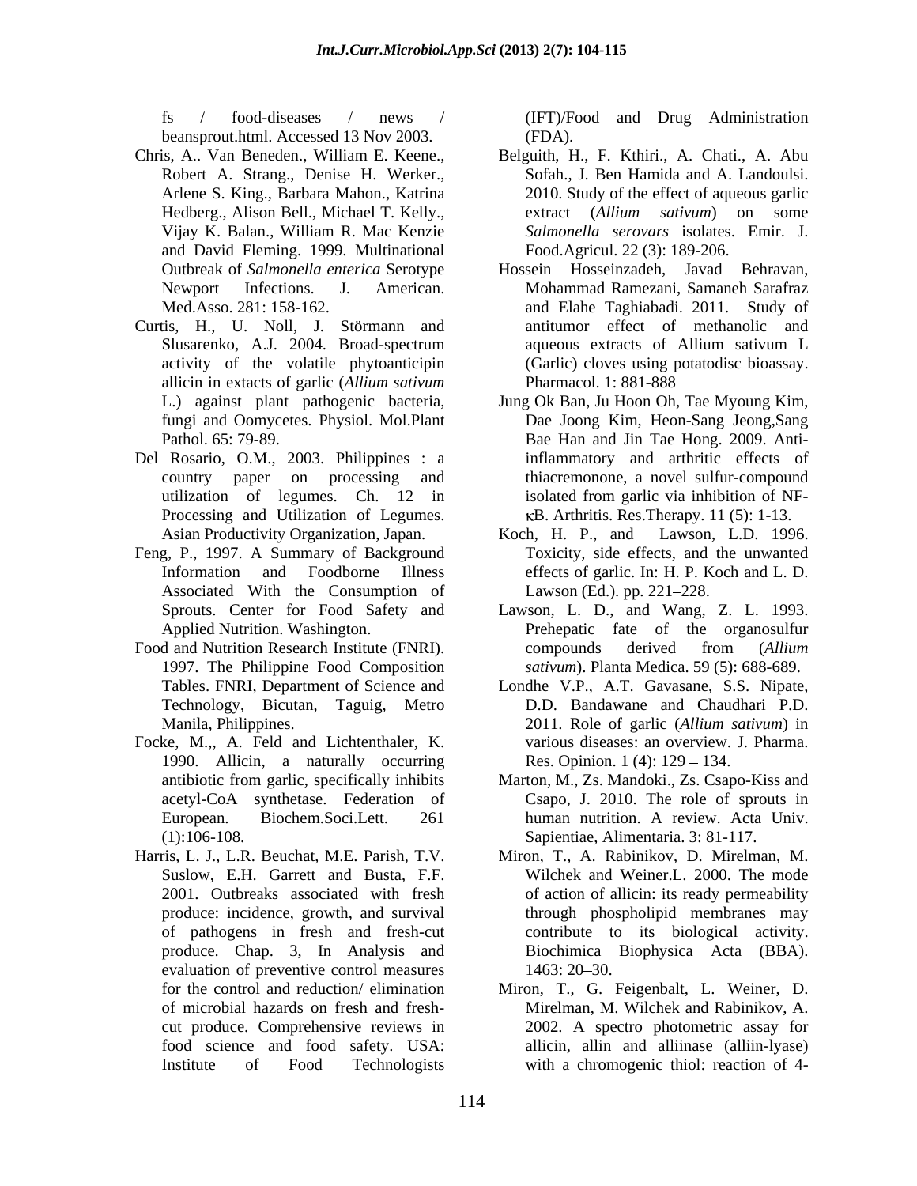fs / food-diseases / news / beansprout.html. Accessed 13 Nov 2003.

Chris, A.. Van Beneden., William E. Keene., Robert A. Strang., Denise H. Werker., Arlene S. King., Barbara Mahon., Katrina Hedberg., Alison Bell., Michael T. Kelly., Vijay K. Balan., William R. Mac Kenzie and David Fleming. 1999. Multinational Outbreak of *Salmonella enterica* Serotype Newport Infections. J. American. Med.Asso. 281: 158-162.

Curtis, H., U. Noll, J. Störmann and Slusarenko, A.J. 2004. Broad-spectrum activity of the volatile phytoanticipin allicin in extacts of garlic (*Allium sativum* L.) against plant pathogenic bacteria, fungi and Oomycetes. Physiol. Mol.Plant Pathol. 65: 79-89.

Del Rosario, O.M., 2003. Philippines : a country paper on processing and utilization of legumes. Ch. 12 in Processing and Utilization of Legumes. Asian Productivity Organization, Japan.

Feng, P., 1997. A Summary of Background Information and Foodborne Illness Associated With the Consumption of Sprouts. Center for Food Safety and Applied Nutrition. Washington.

Food and Nutrition Research Institute (FNRI). 1997. The Philippine Food Composition Tables. FNRI, Department of Science and Technology, Bicutan, Taguig, Metro Manila, Philippines.

Focke, M.,, A. Feld and Lichtenthaler, K. 1990. Allicin, a naturally occurring antibiotic from garlic, specifically inhibits acetyl-CoA synthetase. Federation of European. Biochem.Soci.Lett. 261 (1):106-108.

Harris, L. J., L.R. Beuchat, M.E. Parish, T.V. Suslow, E.H. Garrett and Busta, F.F. 2001. Outbreaks associated with fresh produce: incidence, growth, and survival of pathogens in fresh and fresh-cut produce. Chap. 3, In Analysis and evaluation of preventive control measures for the control and reduction/ elimination of microbial hazards on fresh and fresh-cut produce. Comprehensive reviews in food science and food safety. USA: Institute of Food Technologists (IFT)/Food and Drug Administration (FDA).

Belguith, H., F. Kthiri., A. Chati., A. Abu Sofah., J. Ben Hamida and A. Landoulsi. 2010. Study of the effect of aqueous garlic extract (*Allium sativum*) on some *Salmonella serovars* isolates. Emir. J. Food.Agricul. 22 (3): 189-206.

Hossein Hosseinzadeh, Javad Behravan, Mohammad Ramezani, Samaneh Sarafraz and Elahe Taghiabadi. 2011. Study of antitumor effect of methanolic and aqueous extracts of Allium sativum L (Garlic) cloves using potatodisc bioassay. Pharmacol. 1: 881-888

Jung Ok Ban, Ju Hoon Oh, Tae Myoung Kim, Dae Joong Kim, Heon-Sang Jeong,Sang Bae Han and Jin Tae Hong. 2009. Anti-inflammatory and arthritic effects of thiacremonone, a novel sulfur-compound isolated from garlic via inhibition of NF-κB. Arthritis. Res.Therapy. 11 (5): 1-13.

Koch, H. P., and Lawson, L.D. 1996. Toxicity, side effects, and the unwanted effects of garlic. In: H. P. Koch and L. D. Lawson (Ed.). pp. 221–228.

Lawson, L. D., and Wang, Z. L. 1993. Prehepatic fate of the organosulfur compounds derived from (*Allium sativum*). Planta Medica. 59 (5): 688-689.

Londhe V.P., A.T. Gavasane, S.S. Nipate, D.D. Bandawane and Chaudhari P.D. 2011. Role of garlic (*Allium sativum*) in various diseases: an overview. J. Pharma. Res. Opinion. 1 (4): 129 – 134.

Marton, M., Zs. Mandoki., Zs. Csapo-Kiss and Csapo, J. 2010. The role of sprouts in human nutrition. A review. Acta Univ. Sapientiae, Alimentaria. 3: 81-117.

Miron, T., A. Rabinikov, D. Mirelman, M. Wilchek and Weiner.L. 2000. The mode of action of allicin: its ready permeability through phospholipid membranes may contribute to its biological activity. Biochimica Biophysica Acta (BBA). 1463: 20–30.

Miron, T., G. Feigenbalt, L. Weiner, D. Mirelman, M. Wilchek and Rabinikov, A. 2002. A spectro photometric assay for allicin, allin and alliinase (alliin-lyase) with a chromogenic thiol: reaction of 4-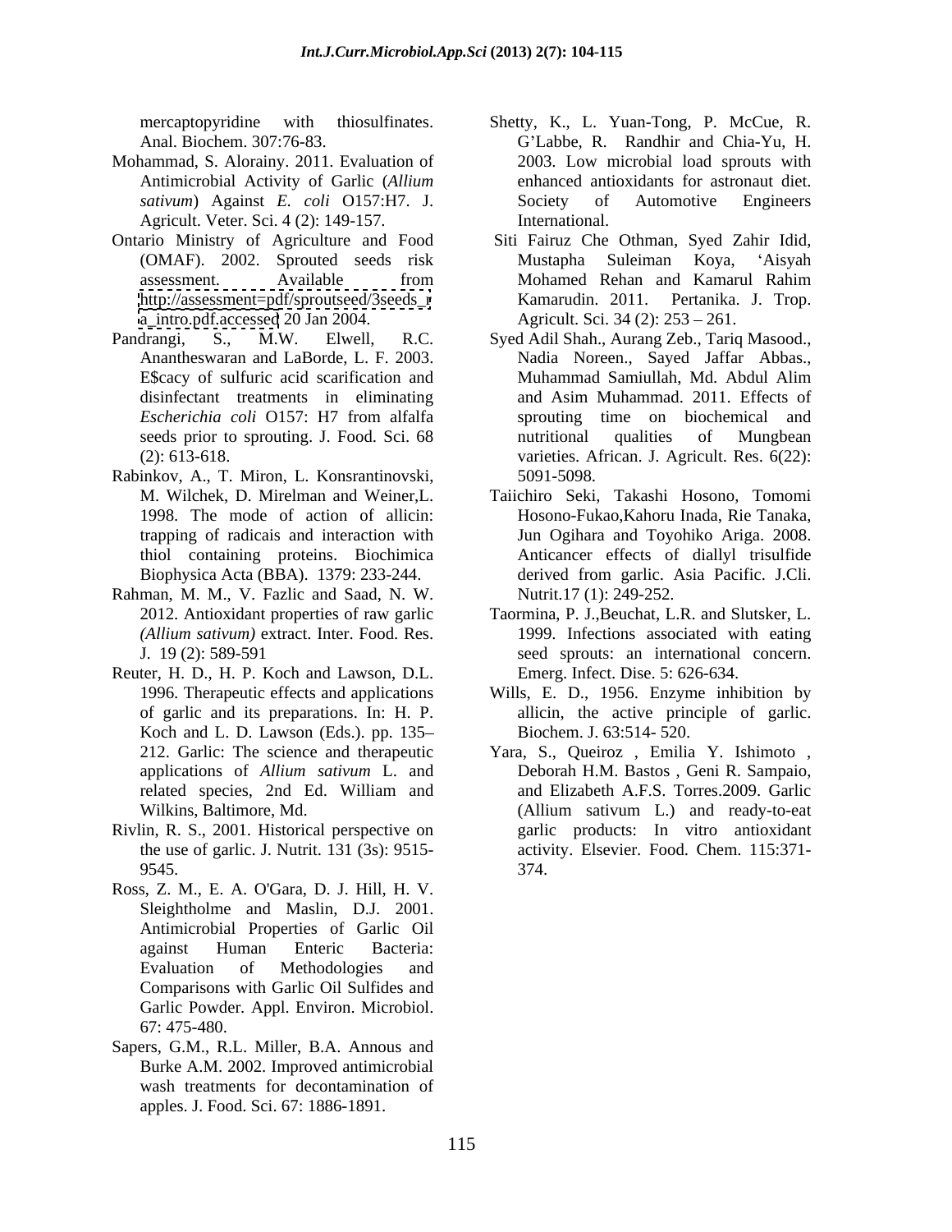mercaptopyridine with thiosulfinates. Anal. Biochem. 307:76-83.

Mohammad, S. Alorainy. 2011. Evaluation of Antimicrobial Activity of Garlic (*Allium sativum*) Against *E. coli* O157:H7. J. Agricult. Veter. Sci. 4 (2): 149-157.

Ontario Ministry of Agriculture and Food (OMAF). 2002. Sprouted seeds risk assessment. Available from http://assessment=pdf/sproutseed/3seeds_ra_intro.pdf.accessed 20 Jan 2004.

Pandrangi, S., M.W. Elwell, R.C. Anantheswaran and LaBorde, L. F. 2003. E$cacy of sulfuric acid scarification and disinfectant treatments in eliminating *Escherichia coli* O157: H7 from alfalfa seeds prior to sprouting. J. Food. Sci. 68 (2): 613-618.

Rabinkov, A., T. Miron, L. Konsrantinovski, M. Wilchek, D. Mirelman and Weiner,L. 1998. The mode of action of allicin: trapping of radicais and interaction with thiol containing proteins. Biochimica Biophysica Acta (BBA). 1379: 233-244.

Rahman, M. M., V. Fazlic and Saad, N. W. 2012. Antioxidant properties of raw garlic *(Allium sativum)* extract. Inter. Food. Res. J. 19 (2): 589-591

Reuter, H. D., H. P. Koch and Lawson, D.L. 1996. Therapeutic effects and applications of garlic and its preparations. In: H. P. Koch and L. D. Lawson (Eds.). pp. 135–212. Garlic: The science and therapeutic applications of *Allium sativum* L. and related species, 2nd Ed. William and Wilkins, Baltimore, Md.

Rivlin, R. S., 2001. Historical perspective on the use of garlic. J. Nutrit. 131 (3s): 9515-9545.

Ross, Z. M., E. A. O'Gara, D. J. Hill, H. V. Sleightholme and Maslin, D.J. 2001. Antimicrobial Properties of Garlic Oil against Human Enteric Bacteria: Evaluation of Methodologies and Comparisons with Garlic Oil Sulfides and Garlic Powder. Appl. Environ. Microbiol. 67: 475-480.

Sapers, G.M., R.L. Miller, B.A. Annous and Burke A.M. 2002. Improved antimicrobial wash treatments for decontamination of apples. J. Food. Sci. 67: 1886-1891.

Shetty, K., L. Yuan-Tong, P. McCue, R. G'Labbe, R. Randhir and Chia-Yu, H. 2003. Low microbial load sprouts with enhanced antioxidants for astronaut diet. Society of Automotive Engineers International.

Siti Fairuz Che Othman, Syed Zahir Idid, Mustapha Suleiman Koya, 'Aisyah Mohamed Rehan and Kamarul Rahim Kamarudin. 2011. Pertanika. J. Trop. Agricult. Sci. 34 (2): 253 – 261.

Syed Adil Shah., Aurang Zeb., Tariq Masood., Nadia Noreen., Sayed Jaffar Abbas., Muhammad Samiullah, Md. Abdul Alim and Asim Muhammad. 2011. Effects of sprouting time on biochemical and nutritional qualities of Mungbean varieties. African. J. Agricult. Res. 6(22): 5091-5098.

Taiichiro Seki, Takashi Hosono, Tomomi Hosono-Fukao,Kahoru Inada, Rie Tanaka, Jun Ogihara and Toyohiko Ariga. 2008. Anticancer effects of diallyl trisulfide derived from garlic. Asia Pacific. J.Cli. Nutrit.17 (1): 249-252.

Taormina, P. J.,Beuchat, L.R. and Slutsker, L. 1999. Infections associated with eating seed sprouts: an international concern. Emerg. Infect. Dise. 5: 626-634.

Wills, E. D., 1956. Enzyme inhibition by allicin, the active principle of garlic. Biochem. J. 63:514- 520.

Yara, S., Queiroz , Emilia Y. Ishimoto , Deborah H.M. Bastos , Geni R. Sampaio, and Elizabeth A.F.S. Torres.2009. Garlic (Allium sativum L.) and ready-to-eat garlic products: In vitro antioxidant activity. Elsevier. Food. Chem. 115:371-374.